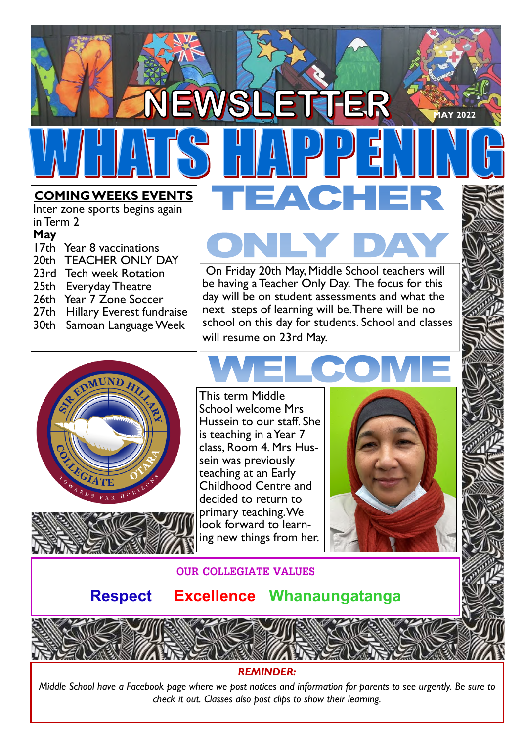# NEWSLETTER

MAY 2022

# WHATS HAPPENING

## COMING WEEKS EVENTS

Inter zone sports begins again in Term 2

**May**

- 17th Year 8 vaccinations
- 20th TEACHER ONLY DAY
- 23rd Tech week Rotation
- 25th Everyday Theatre
- 26th Year 7 Zone Soccer
- 27th Hillary Everest fundraise
- 30th Samoan Language Week

## TEACHER ONLY DAY

On Friday 20th May, Middle School teachers will be having a Teacher Only Day. The focus for this day will be on student assessments and what the next steps of learning will be. There will be no school on this day for students. School and classes will resume on 23rd May.

SIR EDMUND HILLARY COLLEGIATE OTARA

TOWARDS FAR HORIZONS

## WELCOME

This term Middle School welcome Mrs Hussein to our staff. She is teaching in a Year 7 class, Room 4. Mrs Hussein was previously teaching at an Early Childhood Centre and decided to return to primary teaching. We look forward to learning new things from her.

**OUR COLLEGIATE VALUES**

**Respect** **Excellence** **Whanaungatanga**

***REMINDER:***

*Middle School have a Facebook page where we post notices and information for parents to see urgently. Be sure to check it out. Classes also post clips to show their learning.*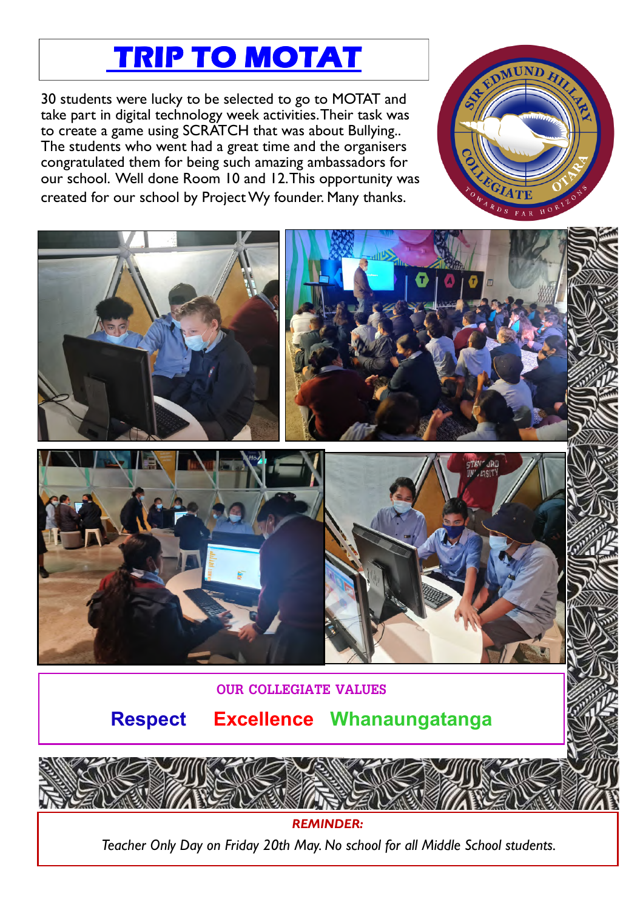# TRIP TO MOTAT

30 students were lucky to be selected to go to MOTAT and take part in digital technology week activities. Their task was to create a game using SCRATCH that was about Bullying.. The students who went had a great time and the organisers congratulated them for being such amazing ambassadors for our school. Well done Room 10 and 12. This opportunity was created for our school by Project Wy founder. Many thanks.

**OUR COLLEGIATE VALUES**

**Respect** **Excellence** **Whanaungatanga**

***REMINDER:***

*Teacher Only Day on Friday 20th May. No school for all Middle School students.*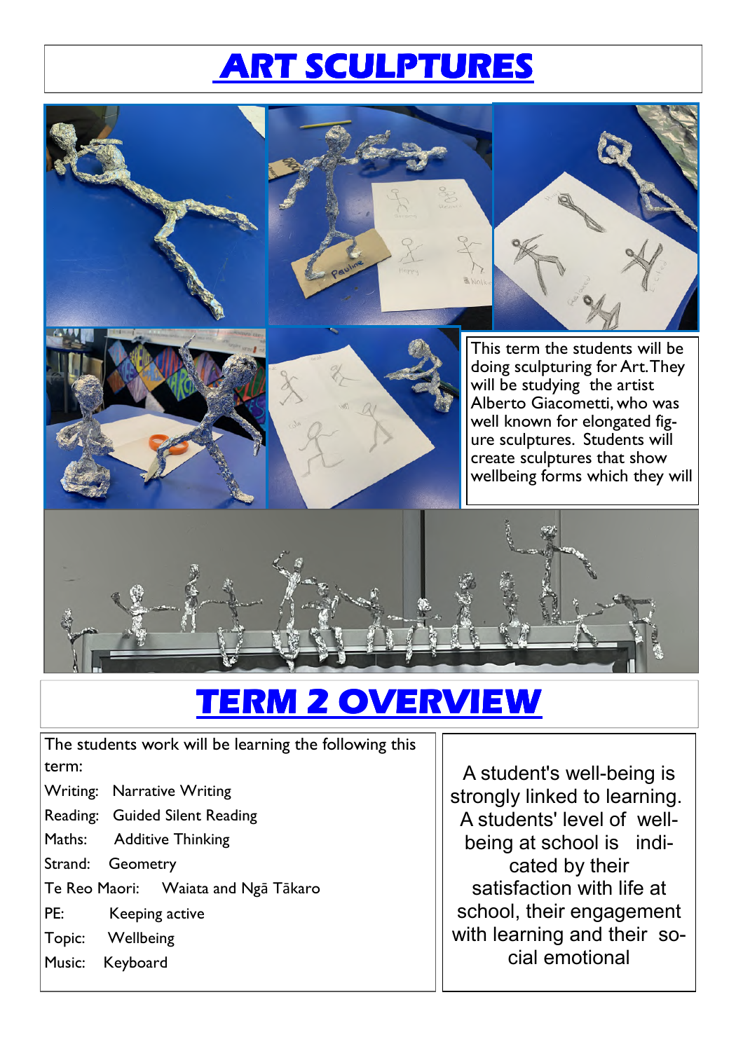# ART SCULPTURES

This term the students will be doing sculpturing for Art. They will be studying the artist Alberto Giacometti, who was well known for elongated figure sculptures. Students will create sculptures that show wellbeing forms which they will

# TERM 2 OVERVIEW

The students work will be learning the following this term:

Writing: Narrative Writing

Reading: Guided Silent Reading

Maths: Additive Thinking

Strand: Geometry

Te Reo Maori: Waiata and Ngā Tākaro

PE: Keeping active

Topic: Wellbeing

Music: Keyboard

A student's well-being is strongly linked to learning. A students' level of well-being at school is indicated by their satisfaction with life at school, their engagement with learning and their social emotional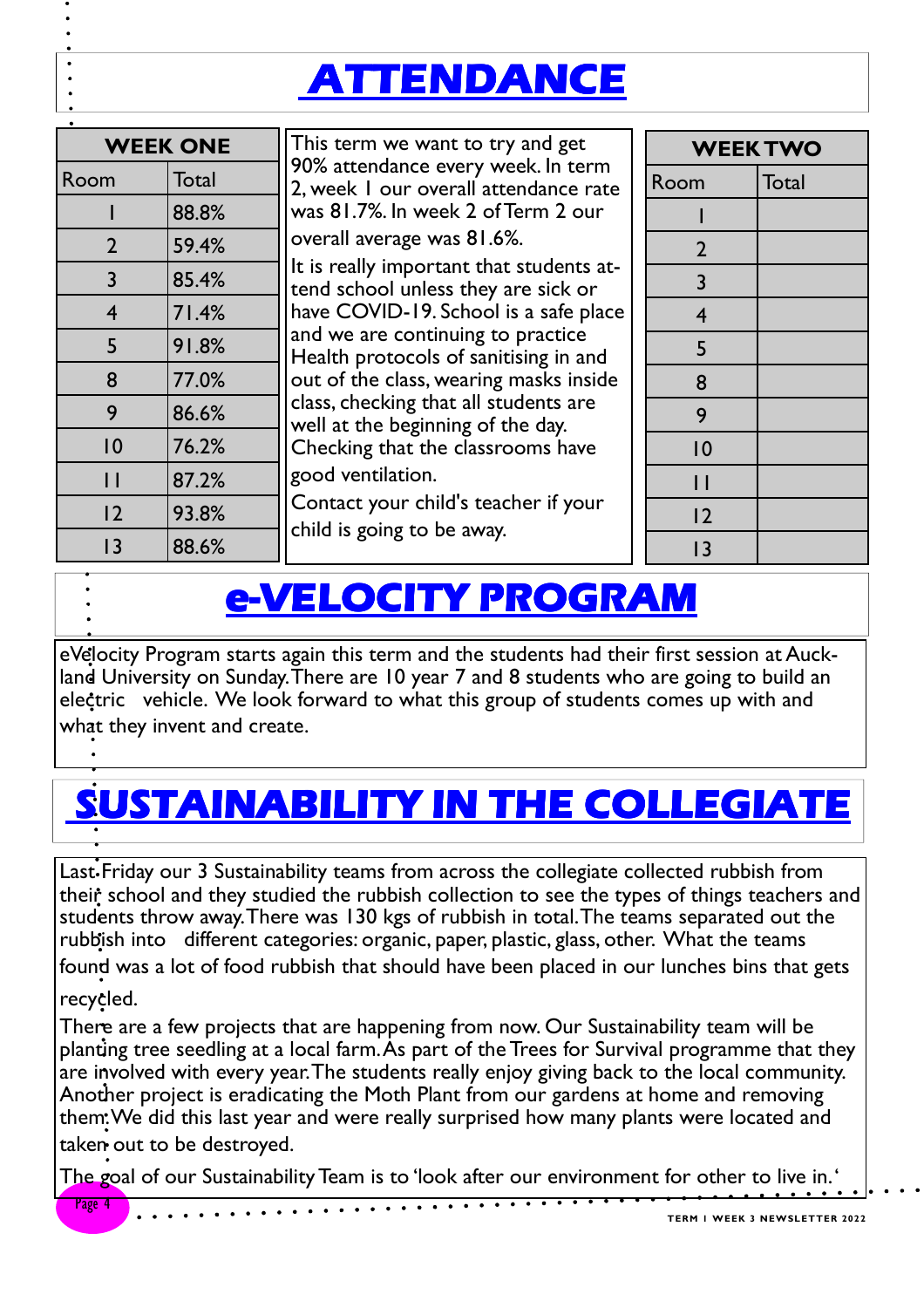# ATTENDANCE

| WEEK ONE | |
|---|---|
| Room | Total |
| 1 | 88.8% |
| 2 | 59.4% |
| 3 | 85.4% |
| 4 | 71.4% |
| 5 | 91.8% |
| 8 | 77.0% |
| 9 | 86.6% |
| 10 | 76.2% |
| 11 | 87.2% |
| 12 | 93.8% |
| 13 | 88.6% |

This term we want to try and get 90% attendance every week. In term 2, week 1 our overall attendance rate was 81.7%. In week 2 of Term 2 our overall average was 81.6%.

It is really important that students attend school unless they are sick or have COVID-19. School is a safe place and we are continuing to practice Health protocols of sanitising in and out of the class, wearing masks inside class, checking that all students are well at the beginning of the day. Checking that the classrooms have good ventilation.

Contact your child's teacher if your child is going to be away.

| WEEK TWO | |
|---|---|
| Room | Total |
| 1 | |
| 2 | |
| 3 | |
| 4 | |
| 5 | |
| 8 | |
| 9 | |
| 10 | |
| 11 | |
| 12 | |
| 13 | |

# e-VELOCITY PROGRAM

eVelocity Program starts again this term and the students had their first session at Auckland University on Sunday. There are 10 year 7 and 8 students who are going to build an electric vehicle. We look forward to what this group of students comes up with and what they invent and create.

# SUSTAINABILITY IN THE COLLEGIATE

Last Friday our 3 Sustainability teams from across the collegiate collected rubbish from their school and they studied the rubbish collection to see the types of things teachers and students throw away. There was 130 kgs of rubbish in total. The teams separated out the rubbish into different categories: organic, paper, plastic, glass, other. What the teams found was a lot of food rubbish that should have been placed in our lunches bins that gets recycled.

There are a few projects that are happening from now. Our Sustainability team will be planting tree seedling at a local farm. As part of the Trees for Survival programme that they are involved with every year. The students really enjoy giving back to the local community. Another project is eradicating the Moth Plant from our gardens at home and removing them. We did this last year and were really surprised how many plants were located and taken out to be destroyed.

The goal of our Sustainability Team is to 'look after our environment for other to live in.'